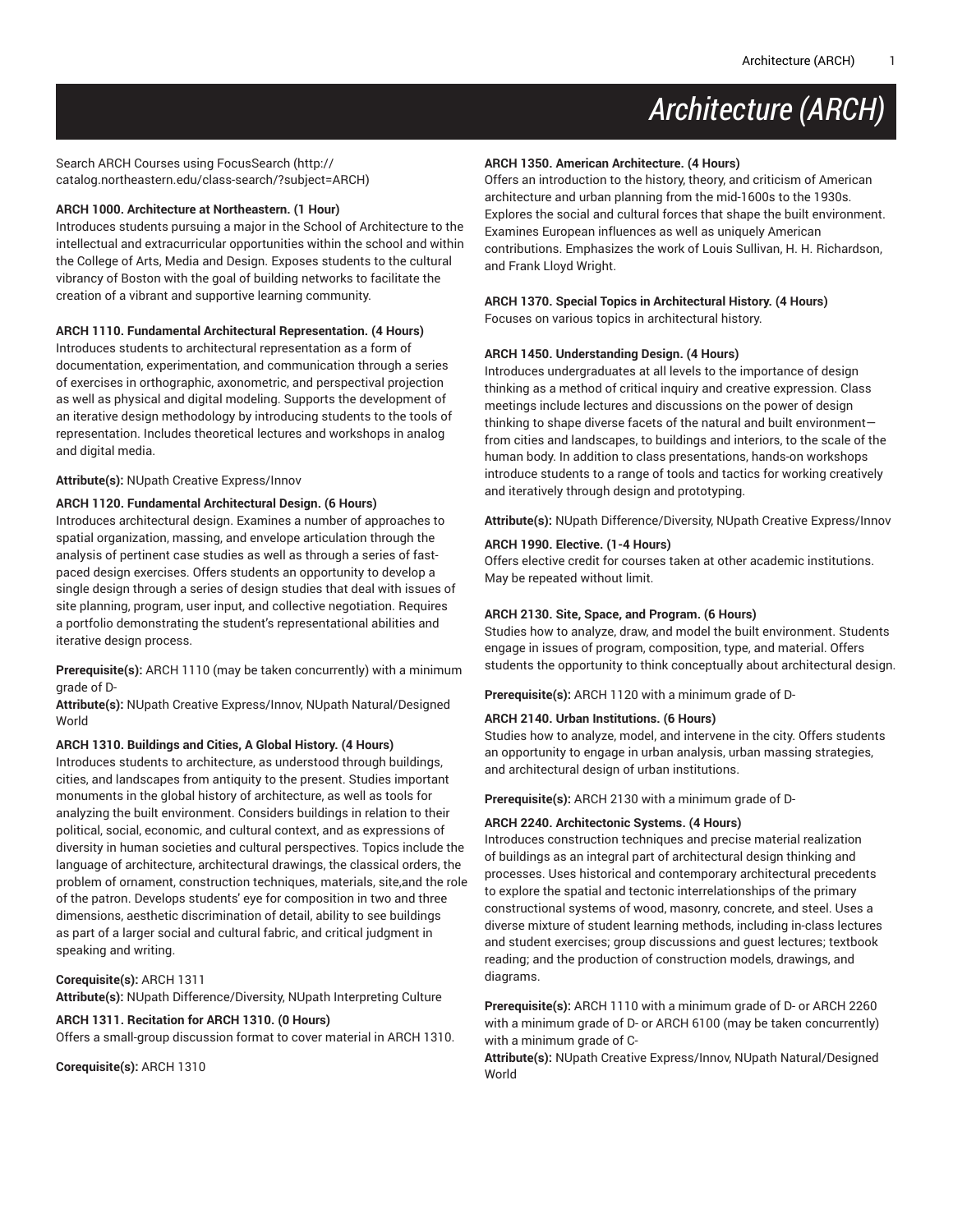# Architecture (ARCH)

Search ARCH Courses using FocusSearch (http://catalog.northeastern.edu/class-search/?subject=ARCH)

**ARCH 1000. Architecture at Northeastern. (1 Hour)**
Introduces students pursuing a major in the School of Architecture to the intellectual and extracurricular opportunities within the school and within the College of Arts, Media and Design. Exposes students to the cultural vibrancy of Boston with the goal of building networks to facilitate the creation of a vibrant and supportive learning community.

**ARCH 1110. Fundamental Architectural Representation. (4 Hours)**
Introduces students to architectural representation as a form of documentation, experimentation, and communication through a series of exercises in orthographic, axonometric, and perspectival projection as well as physical and digital modeling. Supports the development of an iterative design methodology by introducing students to the tools of representation. Includes theoretical lectures and workshops in analog and digital media.

**Attribute(s):** NUpath Creative Express/Innov

**ARCH 1120. Fundamental Architectural Design. (6 Hours)**
Introduces architectural design. Examines a number of approaches to spatial organization, massing, and envelope articulation through the analysis of pertinent case studies as well as through a series of fast-paced design exercises. Offers students an opportunity to develop a single design through a series of design studies that deal with issues of site planning, program, user input, and collective negotiation. Requires a portfolio demonstrating the student's representational abilities and iterative design process.

**Prerequisite(s):** ARCH 1110 (may be taken concurrently) with a minimum grade of D-
**Attribute(s):** NUpath Creative Express/Innov, NUpath Natural/Designed World

**ARCH 1310. Buildings and Cities, A Global History. (4 Hours)**
Introduces students to architecture, as understood through buildings, cities, and landscapes from antiquity to the present. Studies important monuments in the global history of architecture, as well as tools for analyzing the built environment. Considers buildings in relation to their political, social, economic, and cultural context, and as expressions of diversity in human societies and cultural perspectives. Topics include the language of architecture, architectural drawings, the classical orders, the problem of ornament, construction techniques, materials, site,and the role of the patron. Develops students' eye for composition in two and three dimensions, aesthetic discrimination of detail, ability to see buildings as part of a larger social and cultural fabric, and critical judgment in speaking and writing.

**Corequisite(s):** ARCH 1311
**Attribute(s):** NUpath Difference/Diversity, NUpath Interpreting Culture

**ARCH 1311. Recitation for ARCH 1310. (0 Hours)**
Offers a small-group discussion format to cover material in ARCH 1310.

**Corequisite(s):** ARCH 1310

**ARCH 1350. American Architecture. (4 Hours)**
Offers an introduction to the history, theory, and criticism of American architecture and urban planning from the mid-1600s to the 1930s. Explores the social and cultural forces that shape the built environment. Examines European influences as well as uniquely American contributions. Emphasizes the work of Louis Sullivan, H. H. Richardson, and Frank Lloyd Wright.

**ARCH 1370. Special Topics in Architectural History. (4 Hours)**
Focuses on various topics in architectural history.

**ARCH 1450. Understanding Design. (4 Hours)**
Introduces undergraduates at all levels to the importance of design thinking as a method of critical inquiry and creative expression. Class meetings include lectures and discussions on the power of design thinking to shape diverse facets of the natural and built environment—from cities and landscapes, to buildings and interiors, to the scale of the human body. In addition to class presentations, hands-on workshops introduce students to a range of tools and tactics for working creatively and iteratively through design and prototyping.

**Attribute(s):** NUpath Difference/Diversity, NUpath Creative Express/Innov

**ARCH 1990. Elective. (1-4 Hours)**
Offers elective credit for courses taken at other academic institutions. May be repeated without limit.

**ARCH 2130. Site, Space, and Program. (6 Hours)**
Studies how to analyze, draw, and model the built environment. Students engage in issues of program, composition, type, and material. Offers students the opportunity to think conceptually about architectural design.

**Prerequisite(s):** ARCH 1120 with a minimum grade of D-

**ARCH 2140. Urban Institutions. (6 Hours)**
Studies how to analyze, model, and intervene in the city. Offers students an opportunity to engage in urban analysis, urban massing strategies, and architectural design of urban institutions.

**Prerequisite(s):** ARCH 2130 with a minimum grade of D-

**ARCH 2240. Architectonic Systems. (4 Hours)**
Introduces construction techniques and precise material realization of buildings as an integral part of architectural design thinking and processes. Uses historical and contemporary architectural precedents to explore the spatial and tectonic interrelationships of the primary constructional systems of wood, masonry, concrete, and steel. Uses a diverse mixture of student learning methods, including in-class lectures and student exercises; group discussions and guest lectures; textbook reading; and the production of construction models, drawings, and diagrams.

**Prerequisite(s):** ARCH 1110 with a minimum grade of D- or ARCH 2260 with a minimum grade of D- or ARCH 6100 (may be taken concurrently) with a minimum grade of C-
**Attribute(s):** NUpath Creative Express/Innov, NUpath Natural/Designed World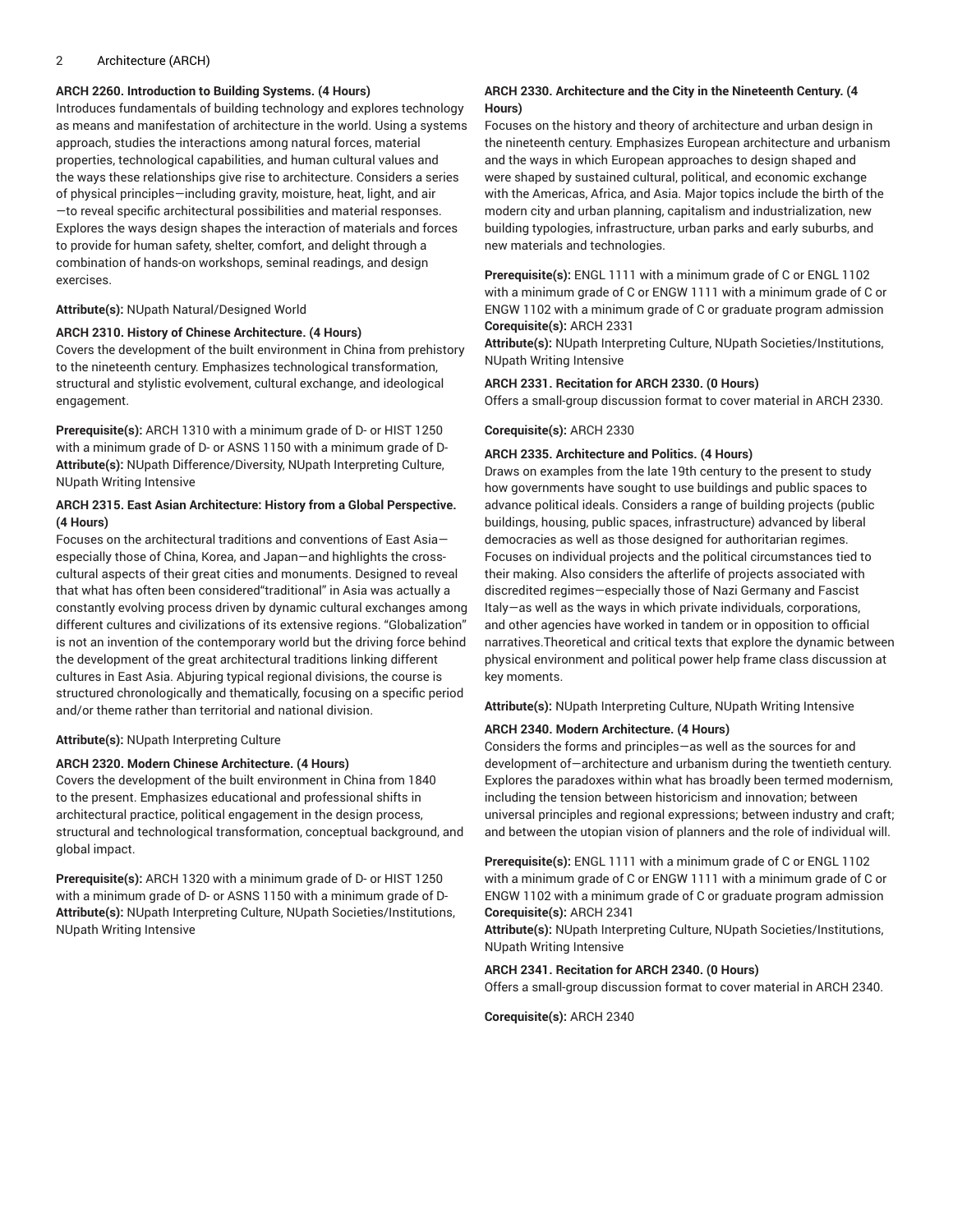**ARCH 2260. Introduction to Building Systems. (4 Hours)**
Introduces fundamentals of building technology and explores technology as means and manifestation of architecture in the world. Using a systems approach, studies the interactions among natural forces, material properties, technological capabilities, and human cultural values and the ways these relationships give rise to architecture. Considers a series of physical principles—including gravity, moisture, heat, light, and air—to reveal specific architectural possibilities and material responses. Explores the ways design shapes the interaction of materials and forces to provide for human safety, shelter, comfort, and delight through a combination of hands-on workshops, seminal readings, and design exercises.

**Attribute(s):** NUpath Natural/Designed World

**ARCH 2310. History of Chinese Architecture. (4 Hours)**
Covers the development of the built environment in China from prehistory to the nineteenth century. Emphasizes technological transformation, structural and stylistic evolvement, cultural exchange, and ideological engagement.

**Prerequisite(s):** ARCH 1310 with a minimum grade of D- or HIST 1250 with a minimum grade of D- or ASNS 1150 with a minimum grade of D-
**Attribute(s):** NUpath Difference/Diversity, NUpath Interpreting Culture, NUpath Writing Intensive

**ARCH 2315. East Asian Architecture: History from a Global Perspective. (4 Hours)**
Focuses on the architectural traditions and conventions of East Asia—especially those of China, Korea, and Japan—and highlights the cross-cultural aspects of their great cities and monuments. Designed to reveal that what has often been considered“traditional” in Asia was actually a constantly evolving process driven by dynamic cultural exchanges among different cultures and civilizations of its extensive regions. “Globalization” is not an invention of the contemporary world but the driving force behind the development of the great architectural traditions linking different cultures in East Asia. Abjuring typical regional divisions, the course is structured chronologically and thematically, focusing on a specific period and/or theme rather than territorial and national division.

**Attribute(s):** NUpath Interpreting Culture

**ARCH 2320. Modern Chinese Architecture. (4 Hours)**
Covers the development of the built environment in China from 1840 to the present. Emphasizes educational and professional shifts in architectural practice, political engagement in the design process, structural and technological transformation, conceptual background, and global impact.

**Prerequisite(s):** ARCH 1320 with a minimum grade of D- or HIST 1250 with a minimum grade of D- or ASNS 1150 with a minimum grade of D-
**Attribute(s):** NUpath Interpreting Culture, NUpath Societies/Institutions, NUpath Writing Intensive

**ARCH 2330. Architecture and the City in the Nineteenth Century. (4 Hours)**
Focuses on the history and theory of architecture and urban design in the nineteenth century. Emphasizes European architecture and urbanism and the ways in which European approaches to design shaped and were shaped by sustained cultural, political, and economic exchange with the Americas, Africa, and Asia. Major topics include the birth of the modern city and urban planning, capitalism and industrialization, new building typologies, infrastructure, urban parks and early suburbs, and new materials and technologies.

**Prerequisite(s):** ENGL 1111 with a minimum grade of C or ENGL 1102 with a minimum grade of C or ENGW 1111 with a minimum grade of C or ENGW 1102 with a minimum grade of C or graduate program admission
**Corequisite(s):** ARCH 2331
**Attribute(s):** NUpath Interpreting Culture, NUpath Societies/Institutions, NUpath Writing Intensive

**ARCH 2331. Recitation for ARCH 2330. (0 Hours)**
Offers a small-group discussion format to cover material in ARCH 2330.

**Corequisite(s):** ARCH 2330

**ARCH 2335. Architecture and Politics. (4 Hours)**
Draws on examples from the late 19th century to the present to study how governments have sought to use buildings and public spaces to advance political ideals. Considers a range of building projects (public buildings, housing, public spaces, infrastructure) advanced by liberal democracies as well as those designed for authoritarian regimes. Focuses on individual projects and the political circumstances tied to their making. Also considers the afterlife of projects associated with discredited regimes—especially those of Nazi Germany and Fascist Italy—as well as the ways in which private individuals, corporations, and other agencies have worked in tandem or in opposition to official narratives.Theoretical and critical texts that explore the dynamic between physical environment and political power help frame class discussion at key moments.

**Attribute(s):** NUpath Interpreting Culture, NUpath Writing Intensive

**ARCH 2340. Modern Architecture. (4 Hours)**
Considers the forms and principles—as well as the sources for and development of—architecture and urbanism during the twentieth century. Explores the paradoxes within what has broadly been termed modernism, including the tension between historicism and innovation; between universal principles and regional expressions; between industry and craft; and between the utopian vision of planners and the role of individual will.

**Prerequisite(s):** ENGL 1111 with a minimum grade of C or ENGL 1102 with a minimum grade of C or ENGW 1111 with a minimum grade of C or ENGW 1102 with a minimum grade of C or graduate program admission
**Corequisite(s):** ARCH 2341
**Attribute(s):** NUpath Interpreting Culture, NUpath Societies/Institutions, NUpath Writing Intensive

**ARCH 2341. Recitation for ARCH 2340. (0 Hours)**
Offers a small-group discussion format to cover material in ARCH 2340.

**Corequisite(s):** ARCH 2340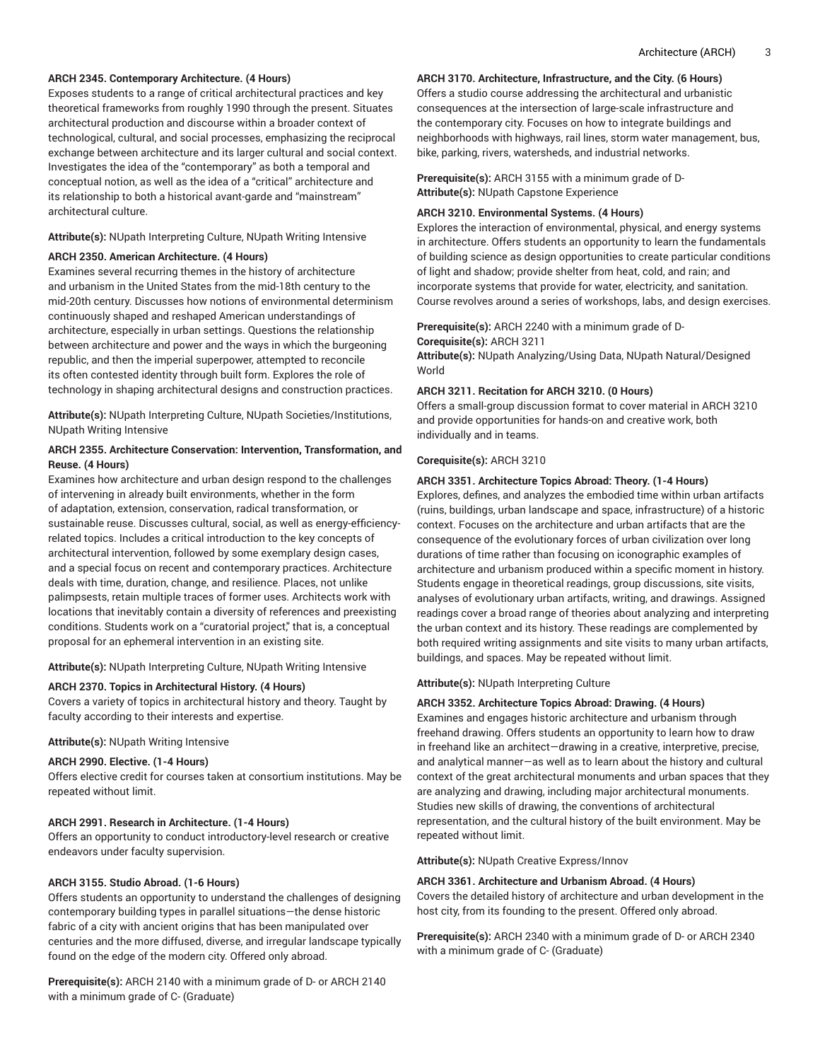**ARCH 2345. Contemporary Architecture. (4 Hours)**

Exposes students to a range of critical architectural practices and key theoretical frameworks from roughly 1990 through the present. Situates architectural production and discourse within a broader context of technological, cultural, and social processes, emphasizing the reciprocal exchange between architecture and its larger cultural and social context. Investigates the idea of the "contemporary" as both a temporal and conceptual notion, as well as the idea of a "critical" architecture and its relationship to both a historical avant-garde and "mainstream" architectural culture.

**Attribute(s):** NUpath Interpreting Culture, NUpath Writing Intensive

**ARCH 2350. American Architecture. (4 Hours)**

Examines several recurring themes in the history of architecture and urbanism in the United States from the mid-18th century to the mid-20th century. Discusses how notions of environmental determinism continuously shaped and reshaped American understandings of architecture, especially in urban settings. Questions the relationship between architecture and power and the ways in which the burgeoning republic, and then the imperial superpower, attempted to reconcile its often contested identity through built form. Explores the role of technology in shaping architectural designs and construction practices.

**Attribute(s):** NUpath Interpreting Culture, NUpath Societies/Institutions, NUpath Writing Intensive

**ARCH 2355. Architecture Conservation: Intervention, Transformation, and Reuse. (4 Hours)**

Examines how architecture and urban design respond to the challenges of intervening in already built environments, whether in the form of adaptation, extension, conservation, radical transformation, or sustainable reuse. Discusses cultural, social, as well as energy-efficiency-related topics. Includes a critical introduction to the key concepts of architectural intervention, followed by some exemplary design cases, and a special focus on recent and contemporary practices. Architecture deals with time, duration, change, and resilience. Places, not unlike palimpsests, retain multiple traces of former uses. Architects work with locations that inevitably contain a diversity of references and preexisting conditions. Students work on a "curatorial project," that is, a conceptual proposal for an ephemeral intervention in an existing site.

**Attribute(s):** NUpath Interpreting Culture, NUpath Writing Intensive

**ARCH 2370. Topics in Architectural History. (4 Hours)**

Covers a variety of topics in architectural history and theory. Taught by faculty according to their interests and expertise.

**Attribute(s):** NUpath Writing Intensive

**ARCH 2990. Elective. (1-4 Hours)**

Offers elective credit for courses taken at consortium institutions. May be repeated without limit.

**ARCH 2991. Research in Architecture. (1-4 Hours)**

Offers an opportunity to conduct introductory-level research or creative endeavors under faculty supervision.

**ARCH 3155. Studio Abroad. (1-6 Hours)**

Offers students an opportunity to understand the challenges of designing contemporary building types in parallel situations—the dense historic fabric of a city with ancient origins that has been manipulated over centuries and the more diffused, diverse, and irregular landscape typically found on the edge of the modern city. Offered only abroad.

**Prerequisite(s):** ARCH 2140 with a minimum grade of D- or ARCH 2140 with a minimum grade of C- (Graduate)

**ARCH 3170. Architecture, Infrastructure, and the City. (6 Hours)**

Offers a studio course addressing the architectural and urbanistic consequences at the intersection of large-scale infrastructure and the contemporary city. Focuses on how to integrate buildings and neighborhoods with highways, rail lines, storm water management, bus, bike, parking, rivers, watersheds, and industrial networks.

**Prerequisite(s):** ARCH 3155 with a minimum grade of D-
**Attribute(s):** NUpath Capstone Experience

**ARCH 3210. Environmental Systems. (4 Hours)**

Explores the interaction of environmental, physical, and energy systems in architecture. Offers students an opportunity to learn the fundamentals of building science as design opportunities to create particular conditions of light and shadow; provide shelter from heat, cold, and rain; and incorporate systems that provide for water, electricity, and sanitation. Course revolves around a series of workshops, labs, and design exercises.

**Prerequisite(s):** ARCH 2240 with a minimum grade of D-
**Corequisite(s):** ARCH 3211
**Attribute(s):** NUpath Analyzing/Using Data, NUpath Natural/Designed World

**ARCH 3211. Recitation for ARCH 3210. (0 Hours)**

Offers a small-group discussion format to cover material in ARCH 3210 and provide opportunities for hands-on and creative work, both individually and in teams.

**Corequisite(s):** ARCH 3210

**ARCH 3351. Architecture Topics Abroad: Theory. (1-4 Hours)**

Explores, defines, and analyzes the embodied time within urban artifacts (ruins, buildings, urban landscape and space, infrastructure) of a historic context. Focuses on the architecture and urban artifacts that are the consequence of the evolutionary forces of urban civilization over long durations of time rather than focusing on iconographic examples of architecture and urbanism produced within a specific moment in history. Students engage in theoretical readings, group discussions, site visits, analyses of evolutionary urban artifacts, writing, and drawings. Assigned readings cover a broad range of theories about analyzing and interpreting the urban context and its history. These readings are complemented by both required writing assignments and site visits to many urban artifacts, buildings, and spaces. May be repeated without limit.

**Attribute(s):** NUpath Interpreting Culture

**ARCH 3352. Architecture Topics Abroad: Drawing. (4 Hours)**

Examines and engages historic architecture and urbanism through freehand drawing. Offers students an opportunity to learn how to draw in freehand like an architect—drawing in a creative, interpretive, precise, and analytical manner—as well as to learn about the history and cultural context of the great architectural monuments and urban spaces that they are analyzing and drawing, including major architectural monuments. Studies new skills of drawing, the conventions of architectural representation, and the cultural history of the built environment. May be repeated without limit.

**Attribute(s):** NUpath Creative Express/Innov

**ARCH 3361. Architecture and Urbanism Abroad. (4 Hours)**

Covers the detailed history of architecture and urban development in the host city, from its founding to the present. Offered only abroad.

**Prerequisite(s):** ARCH 2340 with a minimum grade of D- or ARCH 2340 with a minimum grade of C- (Graduate)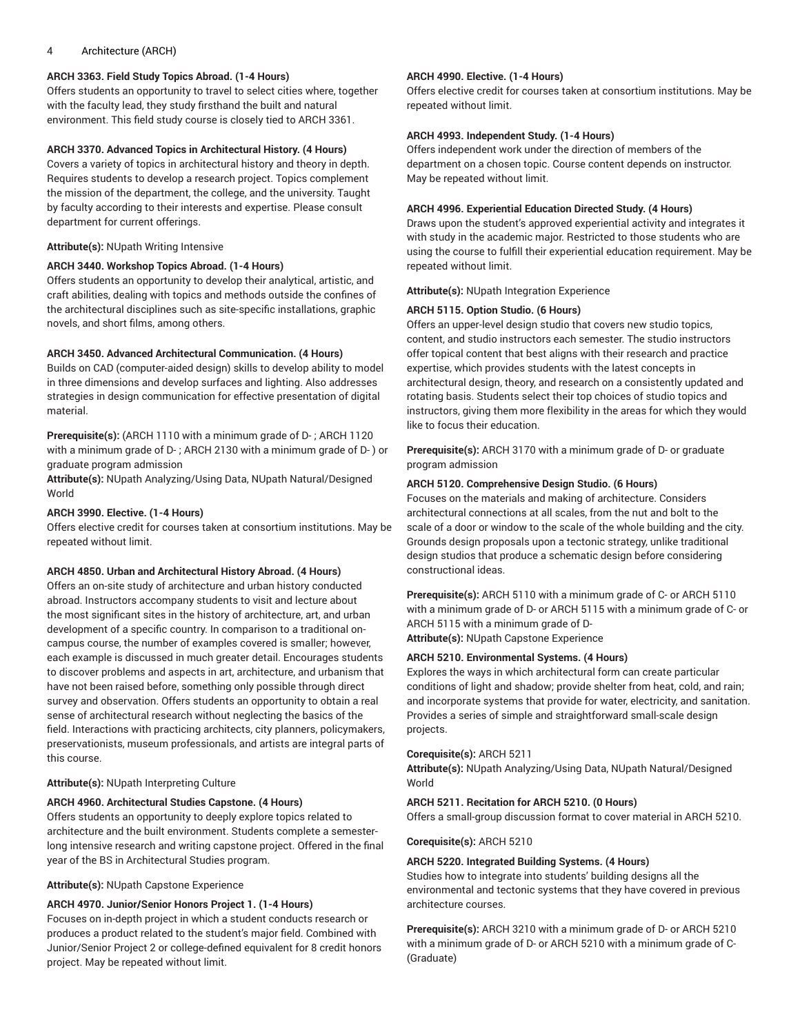**ARCH 3363. Field Study Topics Abroad. (1-4 Hours)**
Offers students an opportunity to travel to select cities where, together with the faculty lead, they study firsthand the built and natural environment. This field study course is closely tied to ARCH 3361.

**ARCH 3370. Advanced Topics in Architectural History. (4 Hours)**
Covers a variety of topics in architectural history and theory in depth. Requires students to develop a research project. Topics complement the mission of the department, the college, and the university. Taught by faculty according to their interests and expertise. Please consult department for current offerings.

**Attribute(s):** NUpath Writing Intensive

**ARCH 3440. Workshop Topics Abroad. (1-4 Hours)**
Offers students an opportunity to develop their analytical, artistic, and craft abilities, dealing with topics and methods outside the confines of the architectural disciplines such as site-specific installations, graphic novels, and short films, among others.

**ARCH 3450. Advanced Architectural Communication. (4 Hours)**
Builds on CAD (computer-aided design) skills to develop ability to model in three dimensions and develop surfaces and lighting. Also addresses strategies in design communication for effective presentation of digital material.

**Prerequisite(s):** (ARCH 1110 with a minimum grade of D- ; ARCH 1120 with a minimum grade of D- ; ARCH 2130 with a minimum grade of D- ) or graduate program admission
**Attribute(s):** NUpath Analyzing/Using Data, NUpath Natural/Designed World

**ARCH 3990. Elective. (1-4 Hours)**
Offers elective credit for courses taken at consortium institutions. May be repeated without limit.

**ARCH 4850. Urban and Architectural History Abroad. (4 Hours)**
Offers an on-site study of architecture and urban history conducted abroad. Instructors accompany students to visit and lecture about the most significant sites in the history of architecture, art, and urban development of a specific country. In comparison to a traditional on-campus course, the number of examples covered is smaller; however, each example is discussed in much greater detail. Encourages students to discover problems and aspects in art, architecture, and urbanism that have not been raised before, something only possible through direct survey and observation. Offers students an opportunity to obtain a real sense of architectural research without neglecting the basics of the field. Interactions with practicing architects, city planners, policymakers, preservationists, museum professionals, and artists are integral parts of this course.

**Attribute(s):** NUpath Interpreting Culture

**ARCH 4960. Architectural Studies Capstone. (4 Hours)**
Offers students an opportunity to deeply explore topics related to architecture and the built environment. Students complete a semester-long intensive research and writing capstone project. Offered in the final year of the BS in Architectural Studies program.

**Attribute(s):** NUpath Capstone Experience

**ARCH 4970. Junior/Senior Honors Project 1. (1-4 Hours)**
Focuses on in-depth project in which a student conducts research or produces a product related to the student's major field. Combined with Junior/Senior Project 2 or college-defined equivalent for 8 credit honors project. May be repeated without limit.

**ARCH 4990. Elective. (1-4 Hours)**
Offers elective credit for courses taken at consortium institutions. May be repeated without limit.

**ARCH 4993. Independent Study. (1-4 Hours)**
Offers independent work under the direction of members of the department on a chosen topic. Course content depends on instructor. May be repeated without limit.

**ARCH 4996. Experiential Education Directed Study. (4 Hours)**
Draws upon the student's approved experiential activity and integrates it with study in the academic major. Restricted to those students who are using the course to fulfill their experiential education requirement. May be repeated without limit.

**Attribute(s):** NUpath Integration Experience

**ARCH 5115. Option Studio. (6 Hours)**
Offers an upper-level design studio that covers new studio topics, content, and studio instructors each semester. The studio instructors offer topical content that best aligns with their research and practice expertise, which provides students with the latest concepts in architectural design, theory, and research on a consistently updated and rotating basis. Students select their top choices of studio topics and instructors, giving them more flexibility in the areas for which they would like to focus their education.

**Prerequisite(s):** ARCH 3170 with a minimum grade of D- or graduate program admission

**ARCH 5120. Comprehensive Design Studio. (6 Hours)**
Focuses on the materials and making of architecture. Considers architectural connections at all scales, from the nut and bolt to the scale of a door or window to the scale of the whole building and the city. Grounds design proposals upon a tectonic strategy, unlike traditional design studios that produce a schematic design before considering constructional ideas.

**Prerequisite(s):** ARCH 5110 with a minimum grade of C- or ARCH 5110 with a minimum grade of D- or ARCH 5115 with a minimum grade of C- or ARCH 5115 with a minimum grade of D-
**Attribute(s):** NUpath Capstone Experience

**ARCH 5210. Environmental Systems. (4 Hours)**
Explores the ways in which architectural form can create particular conditions of light and shadow; provide shelter from heat, cold, and rain; and incorporate systems that provide for water, electricity, and sanitation. Provides a series of simple and straightforward small-scale design projects.

**Corequisite(s):** ARCH 5211
**Attribute(s):** NUpath Analyzing/Using Data, NUpath Natural/Designed World

**ARCH 5211. Recitation for ARCH 5210. (0 Hours)**
Offers a small-group discussion format to cover material in ARCH 5210.

**Corequisite(s):** ARCH 5210

**ARCH 5220. Integrated Building Systems. (4 Hours)**
Studies how to integrate into students' building designs all the environmental and tectonic systems that they have covered in previous architecture courses.

**Prerequisite(s):** ARCH 3210 with a minimum grade of D- or ARCH 5210 with a minimum grade of D- or ARCH 5210 with a minimum grade of C- (Graduate)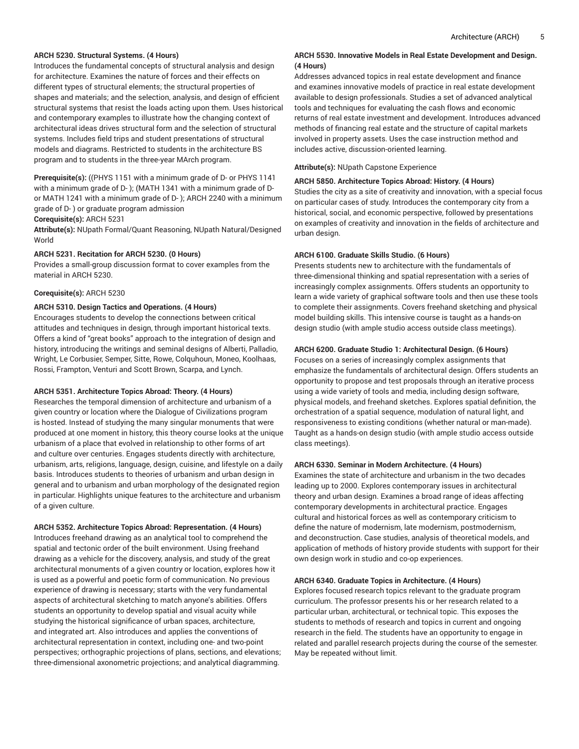**ARCH 5230. Structural Systems. (4 Hours)**

Introduces the fundamental concepts of structural analysis and design for architecture. Examines the nature of forces and their effects on different types of structural elements; the structural properties of shapes and materials; and the selection, analysis, and design of efficient structural systems that resist the loads acting upon them. Uses historical and contemporary examples to illustrate how the changing context of architectural ideas drives structural form and the selection of structural systems. Includes field trips and student presentations of structural models and diagrams. Restricted to students in the architecture BS program and to students in the three-year MArch program.

**Prerequisite(s):** ((PHYS 1151 with a minimum grade of D- or PHYS 1141 with a minimum grade of D- ); (MATH 1341 with a minimum grade of D- or MATH 1241 with a minimum grade of D- ); ARCH 2240 with a minimum grade of D- ) or graduate program admission

**Corequisite(s):** ARCH 5231

**Attribute(s):** NUpath Formal/Quant Reasoning, NUpath Natural/Designed World

**ARCH 5231. Recitation for ARCH 5230. (0 Hours)**

Provides a small-group discussion format to cover examples from the material in ARCH 5230.

**Corequisite(s):** ARCH 5230

**ARCH 5310. Design Tactics and Operations. (4 Hours)**

Encourages students to develop the connections between critical attitudes and techniques in design, through important historical texts. Offers a kind of "great books" approach to the integration of design and history, introducing the writings and seminal designs of Alberti, Palladio, Wright, Le Corbusier, Semper, Sitte, Rowe, Colquhoun, Moneo, Koolhaas, Rossi, Frampton, Venturi and Scott Brown, Scarpa, and Lynch.

**ARCH 5351. Architecture Topics Abroad: Theory. (4 Hours)**

Researches the temporal dimension of architecture and urbanism of a given country or location where the Dialogue of Civilizations program is hosted. Instead of studying the many singular monuments that were produced at one moment in history, this theory course looks at the unique urbanism of a place that evolved in relationship to other forms of art and culture over centuries. Engages students directly with architecture, urbanism, arts, religions, language, design, cuisine, and lifestyle on a daily basis. Introduces students to theories of urbanism and urban design in general and to urbanism and urban morphology of the designated region in particular. Highlights unique features to the architecture and urbanism of a given culture.

**ARCH 5352. Architecture Topics Abroad: Representation. (4 Hours)**

Introduces freehand drawing as an analytical tool to comprehend the spatial and tectonic order of the built environment. Using freehand drawing as a vehicle for the discovery, analysis, and study of the great architectural monuments of a given country or location, explores how it is used as a powerful and poetic form of communication. No previous experience of drawing is necessary; starts with the very fundamental aspects of architectural sketching to match anyone's abilities. Offers students an opportunity to develop spatial and visual acuity while studying the historical significance of urban spaces, architecture, and integrated art. Also introduces and applies the conventions of architectural representation in context, including one- and two-point perspectives; orthographic projections of plans, sections, and elevations; three-dimensional axonometric projections; and analytical diagramming.

**ARCH 5530. Innovative Models in Real Estate Development and Design. (4 Hours)**

Addresses advanced topics in real estate development and finance and examines innovative models of practice in real estate development available to design professionals. Studies a set of advanced analytical tools and techniques for evaluating the cash flows and economic returns of real estate investment and development. Introduces advanced methods of financing real estate and the structure of capital markets involved in property assets. Uses the case instruction method and includes active, discussion-oriented learning.

**Attribute(s):** NUpath Capstone Experience

**ARCH 5850. Architecture Topics Abroad: History. (4 Hours)**

Studies the city as a site of creativity and innovation, with a special focus on particular cases of study. Introduces the contemporary city from a historical, social, and economic perspective, followed by presentations on examples of creativity and innovation in the fields of architecture and urban design.

**ARCH 6100. Graduate Skills Studio. (6 Hours)**

Presents students new to architecture with the fundamentals of three-dimensional thinking and spatial representation with a series of increasingly complex assignments. Offers students an opportunity to learn a wide variety of graphical software tools and then use these tools to complete their assignments. Covers freehand sketching and physical model building skills. This intensive course is taught as a hands-on design studio (with ample studio access outside class meetings).

**ARCH 6200. Graduate Studio 1: Architectural Design. (6 Hours)**

Focuses on a series of increasingly complex assignments that emphasize the fundamentals of architectural design. Offers students an opportunity to propose and test proposals through an iterative process using a wide variety of tools and media, including design software, physical models, and freehand sketches. Explores spatial definition, the orchestration of a spatial sequence, modulation of natural light, and responsiveness to existing conditions (whether natural or man-made). Taught as a hands-on design studio (with ample studio access outside class meetings).

**ARCH 6330. Seminar in Modern Architecture. (4 Hours)**

Examines the state of architecture and urbanism in the two decades leading up to 2000. Explores contemporary issues in architectural theory and urban design. Examines a broad range of ideas affecting contemporary developments in architectural practice. Engages cultural and historical forces as well as contemporary criticism to define the nature of modernism, late modernism, postmodernism, and deconstruction. Case studies, analysis of theoretical models, and application of methods of history provide students with support for their own design work in studio and co-op experiences.

**ARCH 6340. Graduate Topics in Architecture. (4 Hours)**

Explores focused research topics relevant to the graduate program curriculum. The professor presents his or her research related to a particular urban, architectural, or technical topic. This exposes the students to methods of research and topics in current and ongoing research in the field. The students have an opportunity to engage in related and parallel research projects during the course of the semester. May be repeated without limit.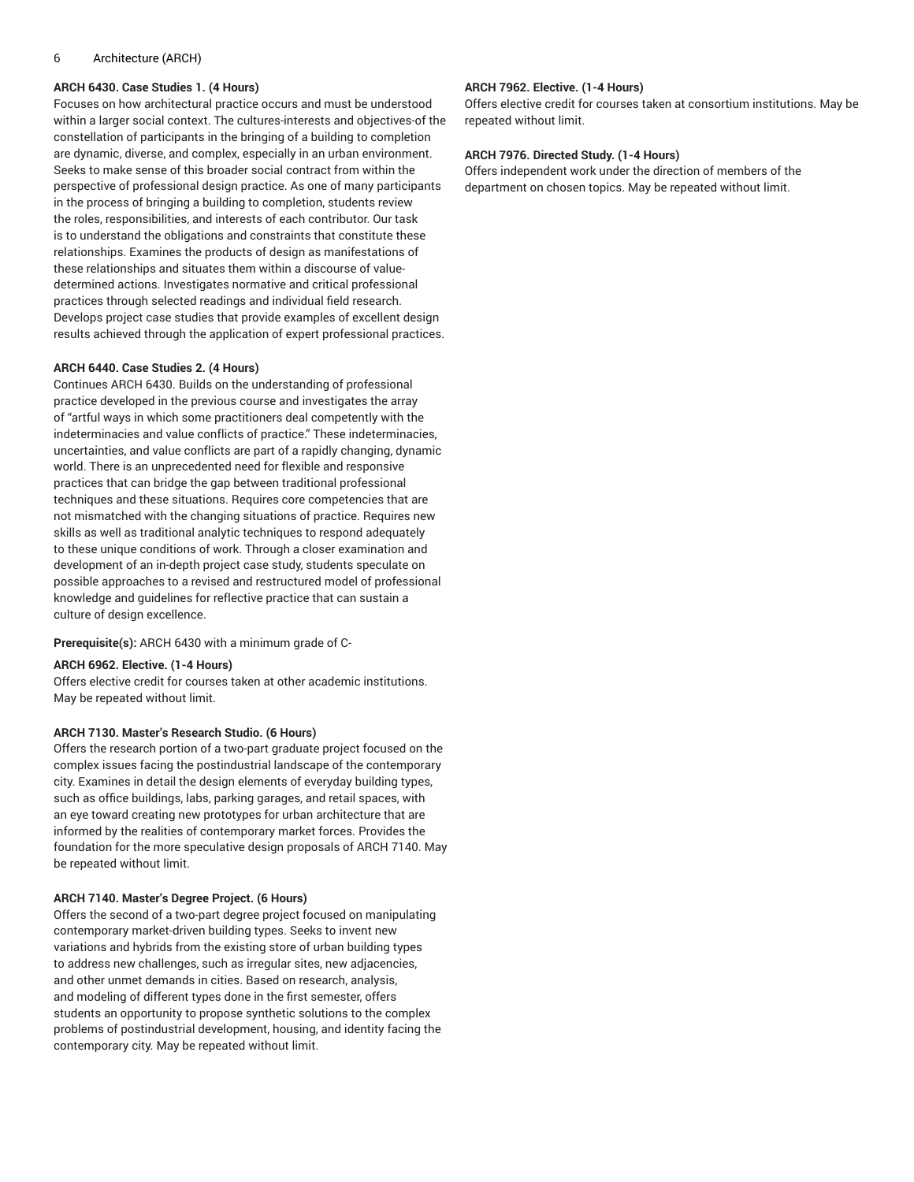**ARCH 6430. Case Studies 1. (4 Hours)**
Focuses on how architectural practice occurs and must be understood within a larger social context. The cultures-interests and objectives-of the constellation of participants in the bringing of a building to completion are dynamic, diverse, and complex, especially in an urban environment. Seeks to make sense of this broader social contract from within the perspective of professional design practice. As one of many participants in the process of bringing a building to completion, students review the roles, responsibilities, and interests of each contributor. Our task is to understand the obligations and constraints that constitute these relationships. Examines the products of design as manifestations of these relationships and situates them within a discourse of value-determined actions. Investigates normative and critical professional practices through selected readings and individual field research. Develops project case studies that provide examples of excellent design results achieved through the application of expert professional practices.

**ARCH 6440. Case Studies 2. (4 Hours)**
Continues ARCH 6430. Builds on the understanding of professional practice developed in the previous course and investigates the array of "artful ways in which some practitioners deal competently with the indeterminacies and value conflicts of practice." These indeterminacies, uncertainties, and value conflicts are part of a rapidly changing, dynamic world. There is an unprecedented need for flexible and responsive practices that can bridge the gap between traditional professional techniques and these situations. Requires core competencies that are not mismatched with the changing situations of practice. Requires new skills as well as traditional analytic techniques to respond adequately to these unique conditions of work. Through a closer examination and development of an in-depth project case study, students speculate on possible approaches to a revised and restructured model of professional knowledge and guidelines for reflective practice that can sustain a culture of design excellence.

**Prerequisite(s):** ARCH 6430 with a minimum grade of C-

**ARCH 6962. Elective. (1-4 Hours)**
Offers elective credit for courses taken at other academic institutions. May be repeated without limit.

**ARCH 7130. Master's Research Studio. (6 Hours)**
Offers the research portion of a two-part graduate project focused on the complex issues facing the postindustrial landscape of the contemporary city. Examines in detail the design elements of everyday building types, such as office buildings, labs, parking garages, and retail spaces, with an eye toward creating new prototypes for urban architecture that are informed by the realities of contemporary market forces. Provides the foundation for the more speculative design proposals of ARCH 7140. May be repeated without limit.

**ARCH 7140. Master's Degree Project. (6 Hours)**
Offers the second of a two-part degree project focused on manipulating contemporary market-driven building types. Seeks to invent new variations and hybrids from the existing store of urban building types to address new challenges, such as irregular sites, new adjacencies, and other unmet demands in cities. Based on research, analysis, and modeling of different types done in the first semester, offers students an opportunity to propose synthetic solutions to the complex problems of postindustrial development, housing, and identity facing the contemporary city. May be repeated without limit.

**ARCH 7962. Elective. (1-4 Hours)**
Offers elective credit for courses taken at consortium institutions. May be repeated without limit.

**ARCH 7976. Directed Study. (1-4 Hours)**
Offers independent work under the direction of members of the department on chosen topics. May be repeated without limit.